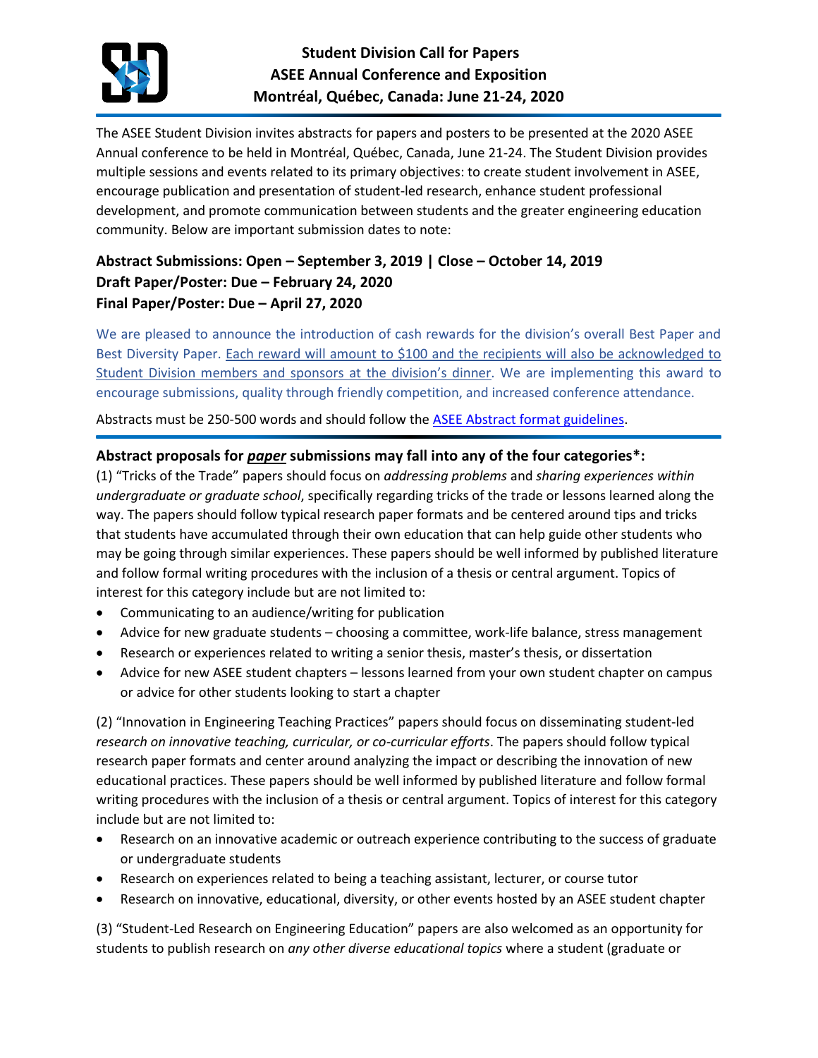# Student Division Call for Papers
# ASEE Annual Conference and Exposition
# Montréal, Québec, Canada: June 21-24, 2020

The ASEE Student Division invites abstracts for papers and posters to be presented at the 2020 ASEE Annual conference to be held in Montréal, Québec, Canada, June 21-24. The Student Division provides multiple sessions and events related to its primary objectives: to create student involvement in ASEE, encourage publication and presentation of student-led research, enhance student professional development, and promote communication between students and the greater engineering education community. Below are important submission dates to note:

**Abstract Submissions: Open – September 3, 2019 | Close – October 14, 2019**
**Draft Paper/Poster: Due – February 24, 2020**
**Final Paper/Poster: Due – April 27, 2020**

We are pleased to announce the introduction of cash rewards for the division's overall Best Paper and Best Diversity Paper. Each reward will amount to $100 and the recipients will also be acknowledged to Student Division members and sponsors at the division's dinner. We are implementing this award to encourage submissions, quality through friendly competition, and increased conference attendance.

Abstracts must be 250-500 words and should follow the [ASEE Abstract format guidelines](#).

## Abstract proposals for ***paper*** submissions may fall into any of the four categories*:

(1) "Tricks of the Trade" papers should focus on *addressing problems* and *sharing experiences within undergraduate or graduate school*, specifically regarding tricks of the trade or lessons learned along the way. The papers should follow typical research paper formats and be centered around tips and tricks that students have accumulated through their own education that can help guide other students who may be going through similar experiences. These papers should be well informed by published literature and follow formal writing procedures with the inclusion of a thesis or central argument. Topics of interest for this category include but are not limited to:

- Communicating to an audience/writing for publication
- Advice for new graduate students – choosing a committee, work-life balance, stress management
- Research or experiences related to writing a senior thesis, master's thesis, or dissertation
- Advice for new ASEE student chapters – lessons learned from your own student chapter on campus or advice for other students looking to start a chapter

(2) "Innovation in Engineering Teaching Practices" papers should focus on disseminating student-led *research on innovative teaching, curricular, or co-curricular efforts*. The papers should follow typical research paper formats and center around analyzing the impact or describing the innovation of new educational practices. These papers should be well informed by published literature and follow formal writing procedures with the inclusion of a thesis or central argument. Topics of interest for this category include but are not limited to:

- Research on an innovative academic or outreach experience contributing to the success of graduate or undergraduate students
- Research on experiences related to being a teaching assistant, lecturer, or course tutor
- Research on innovative, educational, diversity, or other events hosted by an ASEE student chapter

(3) "Student-Led Research on Engineering Education" papers are also welcomed as an opportunity for students to publish research on *any other diverse educational topics* where a student (graduate or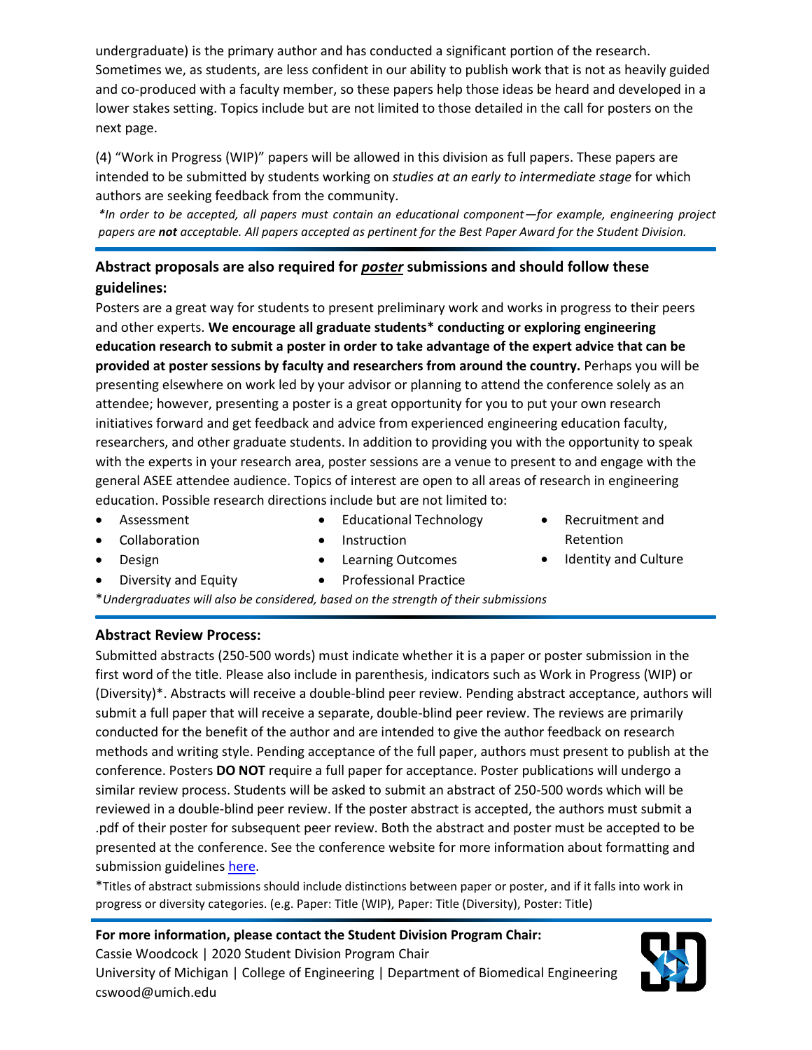undergraduate) is the primary author and has conducted a significant portion of the research. Sometimes we, as students, are less confident in our ability to publish work that is not as heavily guided and co-produced with a faculty member, so these papers help those ideas be heard and developed in a lower stakes setting. Topics include but are not limited to those detailed in the call for posters on the next page.

(4) "Work in Progress (WIP)" papers will be allowed in this division as full papers. These papers are intended to be submitted by students working on *studies at an early to intermediate stage* for which authors are seeking feedback from the community.

**In order to be accepted, all papers must contain an educational component—for example, engineering project papers are* ***not*** *acceptable. All papers accepted as pertinent for the Best Paper Award for the Student Division.*

---

### Abstract proposals are also required for ***poster*** submissions and should follow these guidelines:

Posters are a great way for students to present preliminary work and works in progress to their peers and other experts. **We encourage all graduate students* conducting or exploring engineering education research to submit a poster in order to take advantage of the expert advice that can be provided at poster sessions by faculty and researchers from around the country.** Perhaps you will be presenting elsewhere on work led by your advisor or planning to attend the conference solely as an attendee; however, presenting a poster is a great opportunity for you to put your own research initiatives forward and get feedback and advice from experienced engineering education faculty, researchers, and other graduate students. In addition to providing you with the opportunity to speak with the experts in your research area, poster sessions are a venue to present to and engage with the general ASEE attendee audience. Topics of interest are open to all areas of research in engineering education. Possible research directions include but are not limited to:

- Assessment
- Collaboration
- Design
- Diversity and Equity
- Educational Technology
- Instruction
- Learning Outcomes
- Professional Practice
- Recruitment and Retention
- Identity and Culture

**Undergraduates will also be considered, based on the strength of their submissions*

---

### Abstract Review Process:

Submitted abstracts (250-500 words) must indicate whether it is a paper or poster submission in the first word of the title. Please also include in parenthesis, indicators such as Work in Progress (WIP) or (Diversity)*. Abstracts will receive a double-blind peer review. Pending abstract acceptance, authors will submit a full paper that will receive a separate, double-blind peer review. The reviews are primarily conducted for the benefit of the author and are intended to give the author feedback on research methods and writing style. Pending acceptance of the full paper, authors must present to publish at the conference. Posters **DO NOT** require a full paper for acceptance. Poster publications will undergo a similar review process. Students will be asked to submit an abstract of 250-500 words which will be reviewed in a double-blind peer review. If the poster abstract is accepted, the authors must submit a .pdf of their poster for subsequent peer review. Both the abstract and poster must be accepted to be presented at the conference. See the conference website for more information about formatting and submission guidelines here.

*Titles of abstract submissions should include distinctions between paper or poster, and if it falls into work in progress or diversity categories. (e.g. Paper: Title (WIP), Paper: Title (Diversity), Poster: Title)

---

**For more information, please contact the Student Division Program Chair:**
Cassie Woodcock | 2020 Student Division Program Chair
University of Michigan | College of Engineering | Department of Biomedical Engineering
cswood@umich.edu